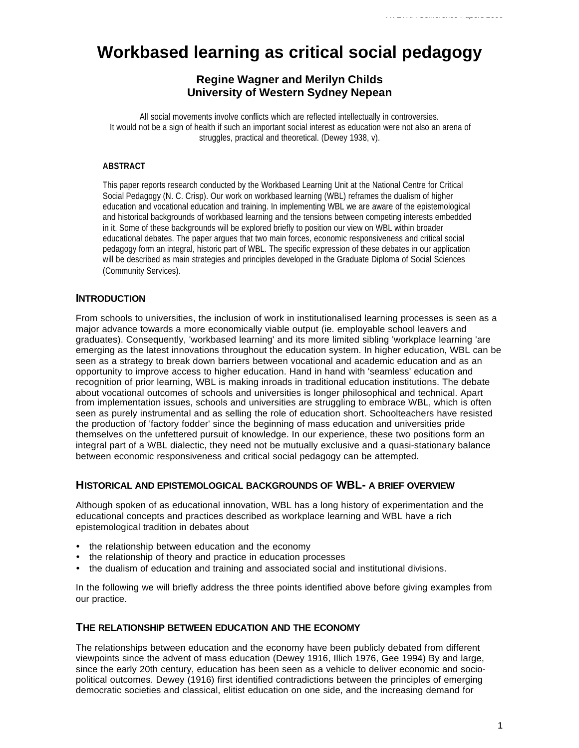// Workbased learning as critical social pedagogy

**Regine Wagner and Merilyn Childs**
**University of Western Sydney Nepean**

All social movements involve conflicts which are reflected intellectually in controversies.
It would not be a sign of health if such an important social interest as education were not also an arena of struggles, practical and theoretical. (Dewey 1938, v).

**ABSTRACT**

This paper reports research conducted by the Workbased Learning Unit at the National Centre for Critical Social Pedagogy (N. C. Crisp). Our work on workbased learning (WBL) reframes the dualism of higher education and vocational education and training. In implementing WBL we are aware of the epistemological and historical backgrounds of workbased learning and the tensions between competing interests embedded in it. Some of these backgrounds will be explored briefly to position our view on WBL within broader educational debates. The paper argues that two main forces, economic responsiveness and critical social pedagogy form an integral, historic part of WBL. The specific expression of these debates in our application will be described as main strategies and principles developed in the Graduate Diploma of Social Sciences (Community Services).

## INTRODUCTION

From schools to universities, the inclusion of work in institutionalised learning processes is seen as a major advance towards a more economically viable output (ie. employable school leavers and graduates). Consequently, 'workbased learning' and its more limited sibling 'workplace learning 'are emerging as the latest innovations throughout the education system. In higher education, WBL can be seen as a strategy to break down barriers between vocational and academic education and as an opportunity to improve access to higher education. Hand in hand with 'seamless' education and recognition of prior learning, WBL is making inroads in traditional education institutions. The debate about vocational outcomes of schools and universities is longer philosophical and technical. Apart from implementation issues, schools and universities are struggling to embrace WBL, which is often seen as purely instrumental and as selling the role of education short. Schoolteachers have resisted the production of 'factory fodder' since the beginning of mass education and universities pride themselves on the unfettered pursuit of knowledge. In our experience, these two positions form an integral part of a WBL dialectic, they need not be mutually exclusive and a quasi-stationary balance between economic responsiveness and critical social pedagogy can be attempted.

## HISTORICAL AND EPISTEMOLOGICAL BACKGROUNDS OF WBL- A BRIEF OVERVIEW

Although spoken of as educational innovation, WBL has a long history of experimentation and the educational concepts and practices described as workplace learning and WBL have a rich epistemological tradition in debates about

- the relationship between education and the economy
- the relationship of theory and practice in education processes
- the dualism of education and training and associated social and institutional divisions.

In the following we will briefly address the three points identified above before giving examples from our practice.

## THE RELATIONSHIP BETWEEN EDUCATION AND THE ECONOMY

The relationships between education and the economy have been publicly debated from different viewpoints since the advent of mass education (Dewey 1916, Illich 1976, Gee 1994) By and large, since the early 20th century, education has been seen as a vehicle to deliver economic and socio-political outcomes. Dewey (1916) first identified contradictions between the principles of emerging democratic societies and classical, elitist education on one side, and the increasing demand for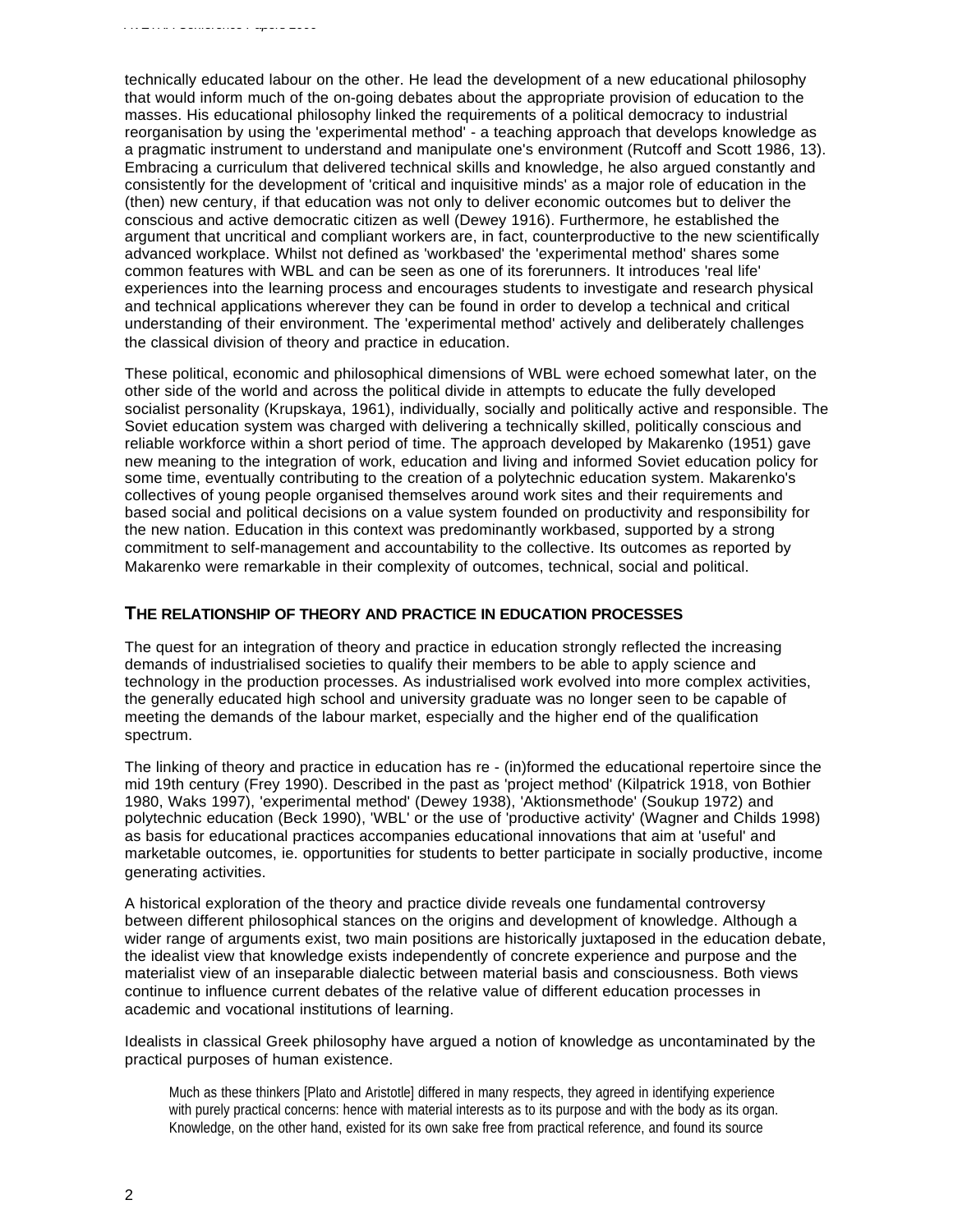technically educated labour on the other. He lead the development of a new educational philosophy that would inform much of the on-going debates about the appropriate provision of education to the masses. His educational philosophy linked the requirements of a political democracy to industrial reorganisation by using the 'experimental method' - a teaching approach that develops knowledge as a pragmatic instrument to understand and manipulate one's environment (Rutcoff and Scott 1986, 13). Embracing a curriculum that delivered technical skills and knowledge, he also argued constantly and consistently for the development of 'critical and inquisitive minds' as a major role of education in the (then) new century, if that education was not only to deliver economic outcomes but to deliver the conscious and active democratic citizen as well (Dewey 1916). Furthermore, he established the argument that uncritical and compliant workers are, in fact, counterproductive to the new scientifically advanced workplace. Whilst not defined as 'workbased' the 'experimental method' shares some common features with WBL and can be seen as one of its forerunners. It introduces 'real life' experiences into the learning process and encourages students to investigate and research physical and technical applications wherever they can be found in order to develop a technical and critical understanding of their environment. The 'experimental method' actively and deliberately challenges the classical division of theory and practice in education.

These political, economic and philosophical dimensions of WBL were echoed somewhat later, on the other side of the world and across the political divide in attempts to educate the fully developed socialist personality (Krupskaya, 1961), individually, socially and politically active and responsible. The Soviet education system was charged with delivering a technically skilled, politically conscious and reliable workforce within a short period of time. The approach developed by Makarenko (1951) gave new meaning to the integration of work, education and living and informed Soviet education policy for some time, eventually contributing to the creation of a polytechnic education system. Makarenko's collectives of young people organised themselves around work sites and their requirements and based social and political decisions on a value system founded on productivity and responsibility for the new nation. Education in this context was predominantly workbased, supported by a strong commitment to self-management and accountability to the collective. Its outcomes as reported by Makarenko were remarkable in their complexity of outcomes, technical, social and political.

## THE RELATIONSHIP OF THEORY AND PRACTICE IN EDUCATION PROCESSES

The quest for an integration of theory and practice in education strongly reflected the increasing demands of industrialised societies to qualify their members to be able to apply science and technology in the production processes. As industrialised work evolved into more complex activities, the generally educated high school and university graduate was no longer seen to be capable of meeting the demands of the labour market, especially and the higher end of the qualification spectrum.

The linking of theory and practice in education has re - (in)formed the educational repertoire since the mid 19th century (Frey 1990). Described in the past as 'project method' (Kilpatrick 1918, von Bothier 1980, Waks 1997), 'experimental method' (Dewey 1938), 'Aktionsmethode' (Soukup 1972) and polytechnic education (Beck 1990), 'WBL' or the use of 'productive activity' (Wagner and Childs 1998) as basis for educational practices accompanies educational innovations that aim at 'useful' and marketable outcomes, ie. opportunities for students to better participate in socially productive, income generating activities.

A historical exploration of the theory and practice divide reveals one fundamental controversy between different philosophical stances on the origins and development of knowledge. Although a wider range of arguments exist, two main positions are historically juxtaposed in the education debate, the idealist view that knowledge exists independently of concrete experience and purpose and the materialist view of an inseparable dialectic between material basis and consciousness. Both views continue to influence current debates of the relative value of different education processes in academic and vocational institutions of learning.

Idealists in classical Greek philosophy have argued a notion of knowledge as uncontaminated by the practical purposes of human existence.

> Much as these thinkers [Plato and Aristotle] differed in many respects, they agreed in identifying experience with purely practical concerns: hence with material interests as to its purpose and with the body as its organ. Knowledge, on the other hand, existed for its own sake free from practical reference, and found its source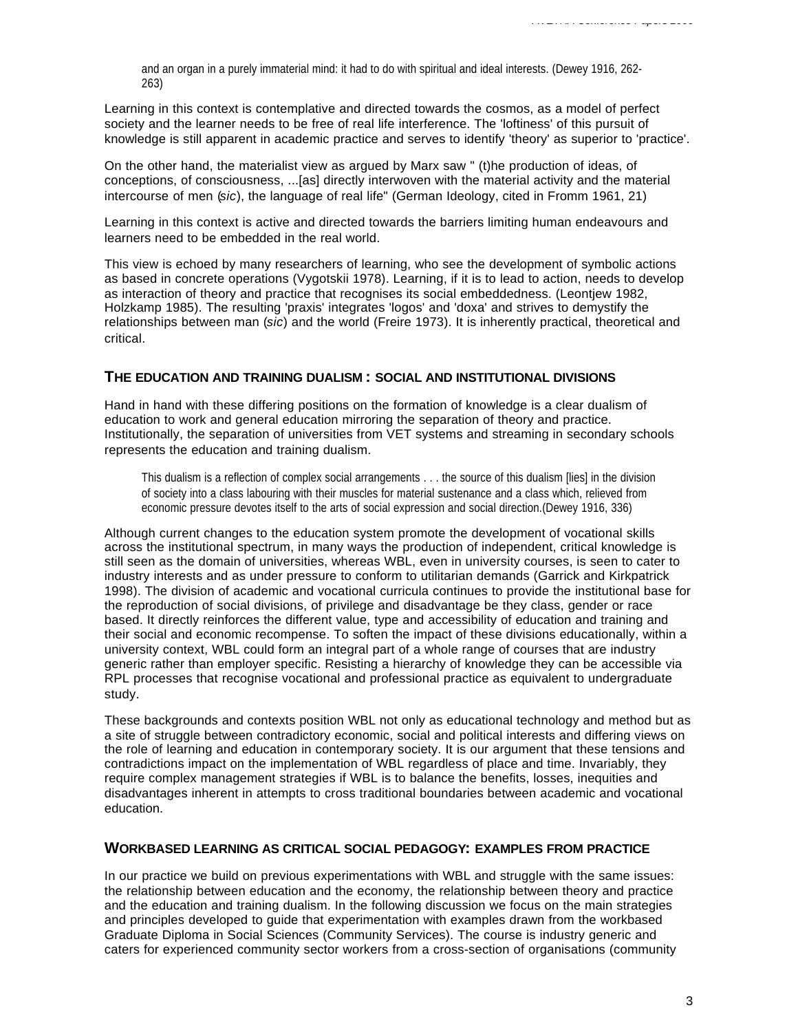> and an organ in a purely immaterial mind: it had to do with spiritual and ideal interests. (Dewey 1916, 262-263)

Learning in this context is contemplative and directed towards the cosmos, as a model of perfect society and the learner needs to be free of real life interference. The 'loftiness' of this pursuit of knowledge is still apparent in academic practice and serves to identify 'theory' as superior to 'practice'.

On the other hand, the materialist view as argued by Marx saw " (t)he production of ideas, of conceptions, of consciousness, ...[as] directly interwoven with the material activity and the material intercourse of men (*sic*), the language of real life" (German Ideology, cited in Fromm 1961, 21)

Learning in this context is active and directed towards the barriers limiting human endeavours and learners need to be embedded in the real world.

This view is echoed by many researchers of learning, who see the development of symbolic actions as based in concrete operations (Vygotskii 1978). Learning, if it is to lead to action, needs to develop as interaction of theory and practice that recognises its social embeddedness. (Leontjew 1982, Holzkamp 1985). The resulting 'praxis' integrates 'logos' and 'doxa' and strives to demystify the relationships between man (*sic*) and the world (Freire 1973). It is inherently practical, theoretical and critical.

## THE EDUCATION AND TRAINING DUALISM : SOCIAL AND INSTITUTIONAL DIVISIONS

Hand in hand with these differing positions on the formation of knowledge is a clear dualism of education to work and general education mirroring the separation of theory and practice. Institutionally, the separation of universities from VET systems and streaming in secondary schools represents the education and training dualism.

> This dualism is a reflection of complex social arrangements . . . the source of this dualism [lies] in the division of society into a class labouring with their muscles for material sustenance and a class which, relieved from economic pressure devotes itself to the arts of social expression and social direction.(Dewey 1916, 336)

Although current changes to the education system promote the development of vocational skills across the institutional spectrum, in many ways the production of independent, critical knowledge is still seen as the domain of universities, whereas WBL, even in university courses, is seen to cater to industry interests and as under pressure to conform to utilitarian demands (Garrick and Kirkpatrick 1998). The division of academic and vocational curricula continues to provide the institutional base for the reproduction of social divisions, of privilege and disadvantage be they class, gender or race based. It directly reinforces the different value, type and accessibility of education and training and their social and economic recompense. To soften the impact of these divisions educationally, within a university context, WBL could form an integral part of a whole range of courses that are industry generic rather than employer specific. Resisting a hierarchy of knowledge they can be accessible via RPL processes that recognise vocational and professional practice as equivalent to undergraduate study.

These backgrounds and contexts position WBL not only as educational technology and method but as a site of struggle between contradictory economic, social and political interests and differing views on the role of learning and education in contemporary society. It is our argument that these tensions and contradictions impact on the implementation of WBL regardless of place and time. Invariably, they require complex management strategies if WBL is to balance the benefits, losses, inequities and disadvantages inherent in attempts to cross traditional boundaries between academic and vocational education.

## WORKBASED LEARNING AS CRITICAL SOCIAL PEDAGOGY: EXAMPLES FROM PRACTICE

In our practice we build on previous experimentations with WBL and struggle with the same issues: the relationship between education and the economy, the relationship between theory and practice and the education and training dualism. In the following discussion we focus on the main strategies and principles developed to guide that experimentation with examples drawn from the workbased Graduate Diploma in Social Sciences (Community Services). The course is industry generic and caters for experienced community sector workers from a cross-section of organisations (community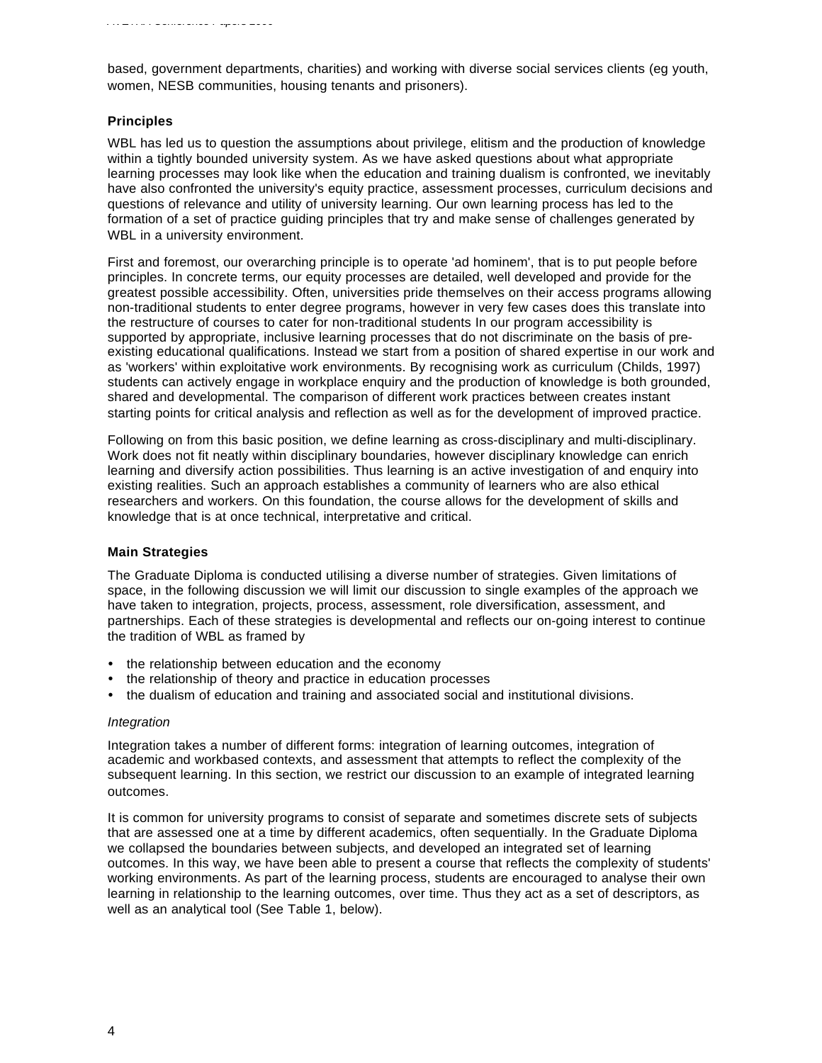based, government departments, charities) and working with diverse social services clients (eg youth, women, NESB communities, housing tenants and prisoners).

### Principles

WBL has led us to question the assumptions about privilege, elitism and the production of knowledge within a tightly bounded university system. As we have asked questions about what appropriate learning processes may look like when the education and training dualism is confronted, we inevitably have also confronted the university's equity practice, assessment processes, curriculum decisions and questions of relevance and utility of university learning. Our own learning process has led to the formation of a set of practice guiding principles that try and make sense of challenges generated by WBL in a university environment.

First and foremost, our overarching principle is to operate 'ad hominem', that is to put people before principles. In concrete terms, our equity processes are detailed, well developed and provide for the greatest possible accessibility. Often, universities pride themselves on their access programs allowing non-traditional students to enter degree programs, however in very few cases does this translate into the restructure of courses to cater for non-traditional students In our program accessibility is supported by appropriate, inclusive learning processes that do not discriminate on the basis of pre-existing educational qualifications. Instead we start from a position of shared expertise in our work and as 'workers' within exploitative work environments. By recognising work as curriculum (Childs, 1997) students can actively engage in workplace enquiry and the production of knowledge is both grounded, shared and developmental. The comparison of different work practices between creates instant starting points for critical analysis and reflection as well as for the development of improved practice.

Following on from this basic position, we define learning as cross-disciplinary and multi-disciplinary. Work does not fit neatly within disciplinary boundaries, however disciplinary knowledge can enrich learning and diversify action possibilities. Thus learning is an active investigation of and enquiry into existing realities. Such an approach establishes a community of learners who are also ethical researchers and workers. On this foundation, the course allows for the development of skills and knowledge that is at once technical, interpretative and critical.

### Main Strategies

The Graduate Diploma is conducted utilising a diverse number of strategies. Given limitations of space, in the following discussion we will limit our discussion to single examples of the approach we have taken to integration, projects, process, assessment, role diversification, assessment, and partnerships. Each of these strategies is developmental and reflects our on-going interest to continue the tradition of WBL as framed by

- the relationship between education and the economy
- the relationship of theory and practice in education processes
- the dualism of education and training and associated social and institutional divisions.

*Integration*

Integration takes a number of different forms: integration of learning outcomes, integration of academic and workbased contexts, and assessment that attempts to reflect the complexity of the subsequent learning. In this section, we restrict our discussion to an example of integrated learning outcomes.

It is common for university programs to consist of separate and sometimes discrete sets of subjects that are assessed one at a time by different academics, often sequentially. In the Graduate Diploma we collapsed the boundaries between subjects, and developed an integrated set of learning outcomes. In this way, we have been able to present a course that reflects the complexity of students' working environments. As part of the learning process, students are encouraged to analyse their own learning in relationship to the learning outcomes, over time. Thus they act as a set of descriptors, as well as an analytical tool (See Table 1, below).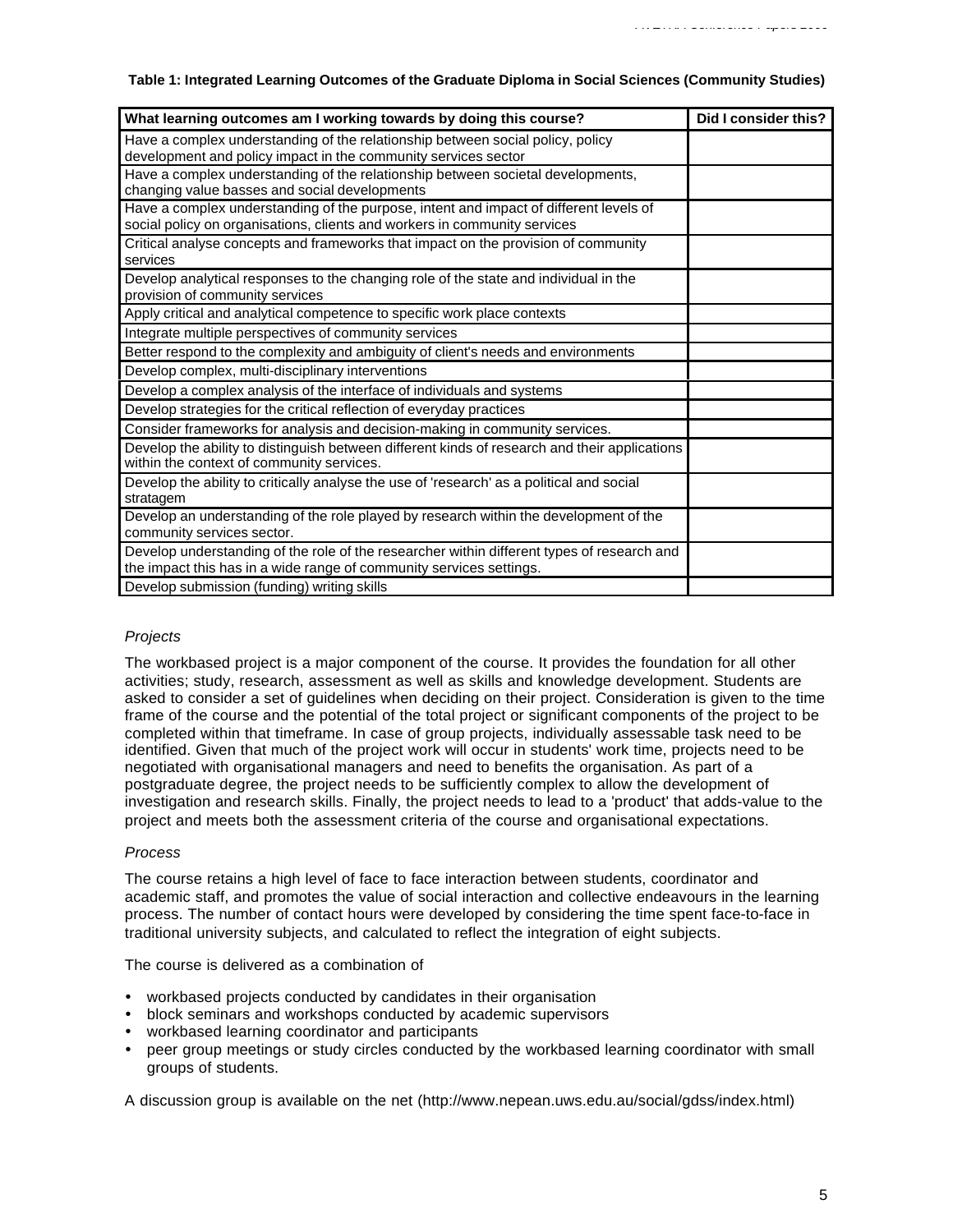**Table 1: Integrated Learning Outcomes of the Graduate Diploma in Social Sciences (Community Studies)**

| What learning outcomes am I working towards by doing this course? | Did I consider this? |
|---|---|
| Have a complex understanding of the relationship between social policy, policy development and policy impact in the community services sector | |
| Have a complex understanding of the relationship between societal developments, changing value basses and social developments | |
| Have a complex understanding of the purpose, intent and impact of different levels of social policy on organisations, clients and workers in community services | |
| Critical analyse concepts and frameworks that impact on the provision of community services | |
| Develop analytical responses to the changing role of the state and individual in the provision of community services | |
| Apply critical and analytical competence to specific work place contexts | |
| Integrate multiple perspectives of community services | |
| Better respond to the complexity and ambiguity of client's needs and environments | |
| Develop complex, multi-disciplinary interventions | |
| Develop a complex analysis of the interface of individuals and systems | |
| Develop strategies for the critical reflection of everyday practices | |
| Consider frameworks for analysis and decision-making in community services. | |
| Develop the ability to distinguish between different kinds of research and their applications within the context of community services. | |
| Develop the ability to critically analyse the use of 'research' as a political and social stratagem | |
| Develop an understanding of the role played by research within the development of the community services sector. | |
| Develop understanding of the role of the researcher within different types of research and the impact this has in a wide range of community services settings. | |
| Develop submission (funding) writing skills | |

*Projects*

The workbased project is a major component of the course. It provides the foundation for all other activities; study, research, assessment as well as skills and knowledge development. Students are asked to consider a set of guidelines when deciding on their project. Consideration is given to the time frame of the course and the potential of the total project or significant components of the project to be completed within that timeframe. In case of group projects, individually assessable task need to be identified. Given that much of the project work will occur in students' work time, projects need to be negotiated with organisational managers and need to benefits the organisation. As part of a postgraduate degree, the project needs to be sufficiently complex to allow the development of investigation and research skills. Finally, the project needs to lead to a 'product' that adds-value to the project and meets both the assessment criteria of the course and organisational expectations.

*Process*

The course retains a high level of face to face interaction between students, coordinator and academic staff, and promotes the value of social interaction and collective endeavours in the learning process. The number of contact hours were developed by considering the time spent face-to-face in traditional university subjects, and calculated to reflect the integration of eight subjects.

The course is delivered as a combination of

- workbased projects conducted by candidates in their organisation
- block seminars and workshops conducted by academic supervisors
- workbased learning coordinator and participants
- peer group meetings or study circles conducted by the workbased learning coordinator with small groups of students.

A discussion group is available on the net (http://www.nepean.uws.edu.au/social/gdss/index.html)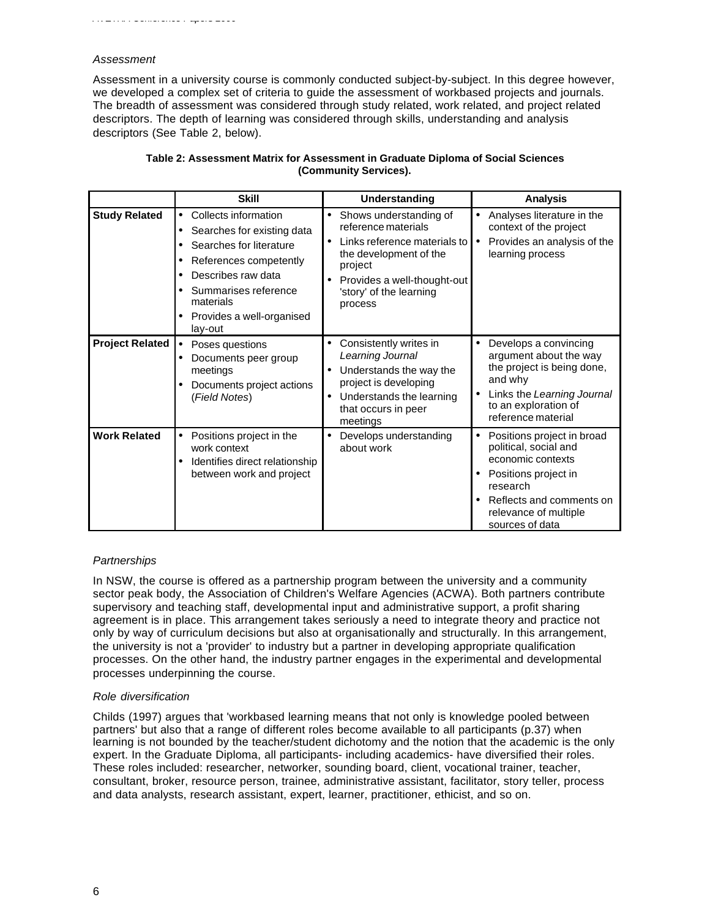*Assessment*

Assessment in a university course is commonly conducted subject-by-subject. In this degree however, we developed a complex set of criteria to guide the assessment of workbased projects and journals. The breadth of assessment was considered through study related, work related, and project related descriptors. The depth of learning was considered through skills, understanding and analysis descriptors (See Table 2, below).

**Table 2: Assessment Matrix for Assessment in Graduate Diploma of Social Sciences (Community Services).**

| | Skill | Understanding | Analysis |
|---|---|---|---|
| **Study Related** | • Collects information<br>• Searches for existing data<br>• Searches for literature<br>• References competently<br>• Describes raw data<br>• Summarises reference materials<br>• Provides a well-organised lay-out | • Shows understanding of reference materials<br>• Links reference materials to the development of the project<br>• Provides a well-thought-out 'story' of the learning process | • Analyses literature in the context of the project<br>• Provides an analysis of the learning process |
| **Project Related** | • Poses questions<br>• Documents peer group meetings<br>• Documents project actions (*Field Notes*) | • Consistently writes in *Learning Journal*<br>• Understands the way the project is developing<br>• Understands the learning that occurs in peer meetings | • Develops a convincing argument about the way the project is being done, and why<br>• Links the *Learning Journal* to an exploration of reference material |
| **Work Related** | • Positions project in the work context<br>• Identifies direct relationship between work and project | • Develops understanding about work | • Positions project in broad political, social and economic contexts<br>• Positions project in research<br>• Reflects and comments on relevance of multiple sources of data |

*Partnerships*

In NSW, the course is offered as a partnership program between the university and a community sector peak body, the Association of Children's Welfare Agencies (ACWA). Both partners contribute supervisory and teaching staff, developmental input and administrative support, a profit sharing agreement is in place. This arrangement takes seriously a need to integrate theory and practice not only by way of curriculum decisions but also at organisationally and structurally. In this arrangement, the university is not a 'provider' to industry but a partner in developing appropriate qualification processes. On the other hand, the industry partner engages in the experimental and developmental processes underpinning the course.

*Role diversification*

Childs (1997) argues that 'workbased learning means that not only is knowledge pooled between partners' but also that a range of different roles become available to all participants (p.37) when learning is not bounded by the teacher/student dichotomy and the notion that the academic is the only expert. In the Graduate Diploma, all participants- including academics- have diversified their roles. These roles included: researcher, networker, sounding board, client, vocational trainer, teacher, consultant, broker, resource person, trainee, administrative assistant, facilitator, story teller, process and data analysts, research assistant, expert, learner, practitioner, ethicist, and so on.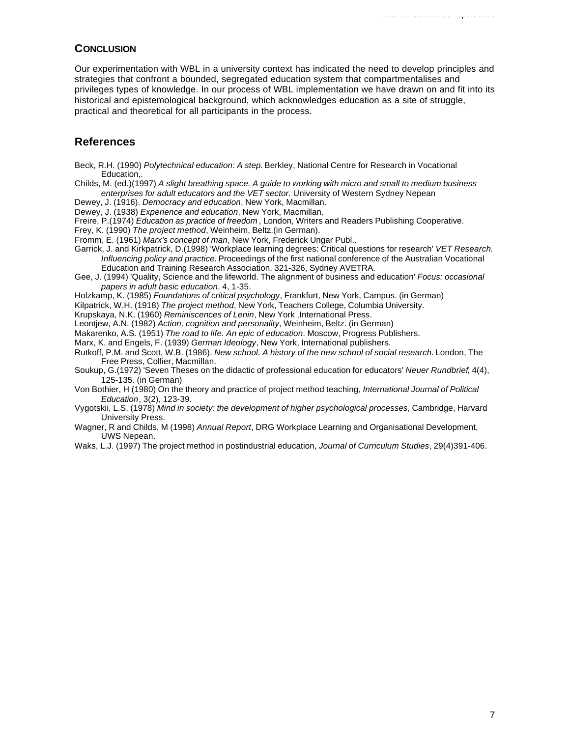## CONCLUSION

Our experimentation with WBL in a university context has indicated the need to develop principles and strategies that confront a bounded, segregated education system that compartmentalises and privileges types of knowledge. In our process of WBL implementation we have drawn on and fit into its historical and epistemological background, which acknowledges education as a site of struggle, practical and theoretical for all participants in the process.

## References

Beck, R.H. (1990) *Polytechnical education: A step.* Berkley, National Centre for Research in Vocational Education,.

Childs, M. (ed.)(1997) *A slight breathing space. A guide to working with micro and small to medium business enterprises for adult educators and the VET sector.* University of Western Sydney Nepean

Dewey, J. (1916). *Democracy and education*, New York, Macmillan.

Dewey, J. (1938) *Experience and education*, New York, Macmillan.

Freire, P.(1974) *Education as practice of freedom* , London, Writers and Readers Publishing Cooperative.

Frey, K. (1990) *The project method*, Weinheim, Beltz.(in German).

Fromm, E. (1961) *Marx's concept of man*, New York, Frederick Ungar Publ..

Garrick, J. and Kirkpatrick, D.(1998) 'Workplace learning degrees: Critical questions for research' *VET Research. Influencing policy and practice.* Proceedings of the first national conference of the Australian Vocational Education and Training Research Association. 321-326, Sydney AVETRA.

Gee, J. (1994) 'Quality, Science and the lifeworld. The alignment of business and education' *Focus: occasional papers in adult basic education*. 4, 1-35.

Holzkamp, K. (1985) *Foundations of critical psychology*, Frankfurt, New York, Campus. (in German)

Kilpatrick, W.H. (1918) *The project method*, New York, Teachers College, Columbia University.

Krupskaya, N.K. (1960) *Reminiscences of Lenin*, New York ,International Press.

Leontjew, A.N. (1982) *Action, cognition and personality*, Weinheim, Beltz. (in German)

Makarenko, A.S. (1951) *The road to life. An epic of education*. Moscow, Progress Publishers.

Marx, K. and Engels, F. (1939) *German Ideology*, New York, International publishers.

Rutkoff, P.M. and Scott, W.B. (1986). *New school. A history of the new school of social research.* London, The Free Press, Collier, Macmillan.

Soukup, G.(1972) 'Seven Theses on the didactic of professional education for educators' *Neuer Rundbrief*, 4(4), 125-135. (in German)

Von Bothier, H (1980) On the theory and practice of project method teaching, *International Journal of Political Education*, 3(2), 123-39.

Vygotskii, L.S. (1978) *Mind in society: the development of higher psychological processes*, Cambridge, Harvard University Press.

Wagner, R and Childs, M (1998) *Annual Report*, DRG Workplace Learning and Organisational Development, UWS Nepean.

Waks, L.J. (1997) The project method in postindustrial education, *Journal of Curriculum Studies*, 29(4)391-406.